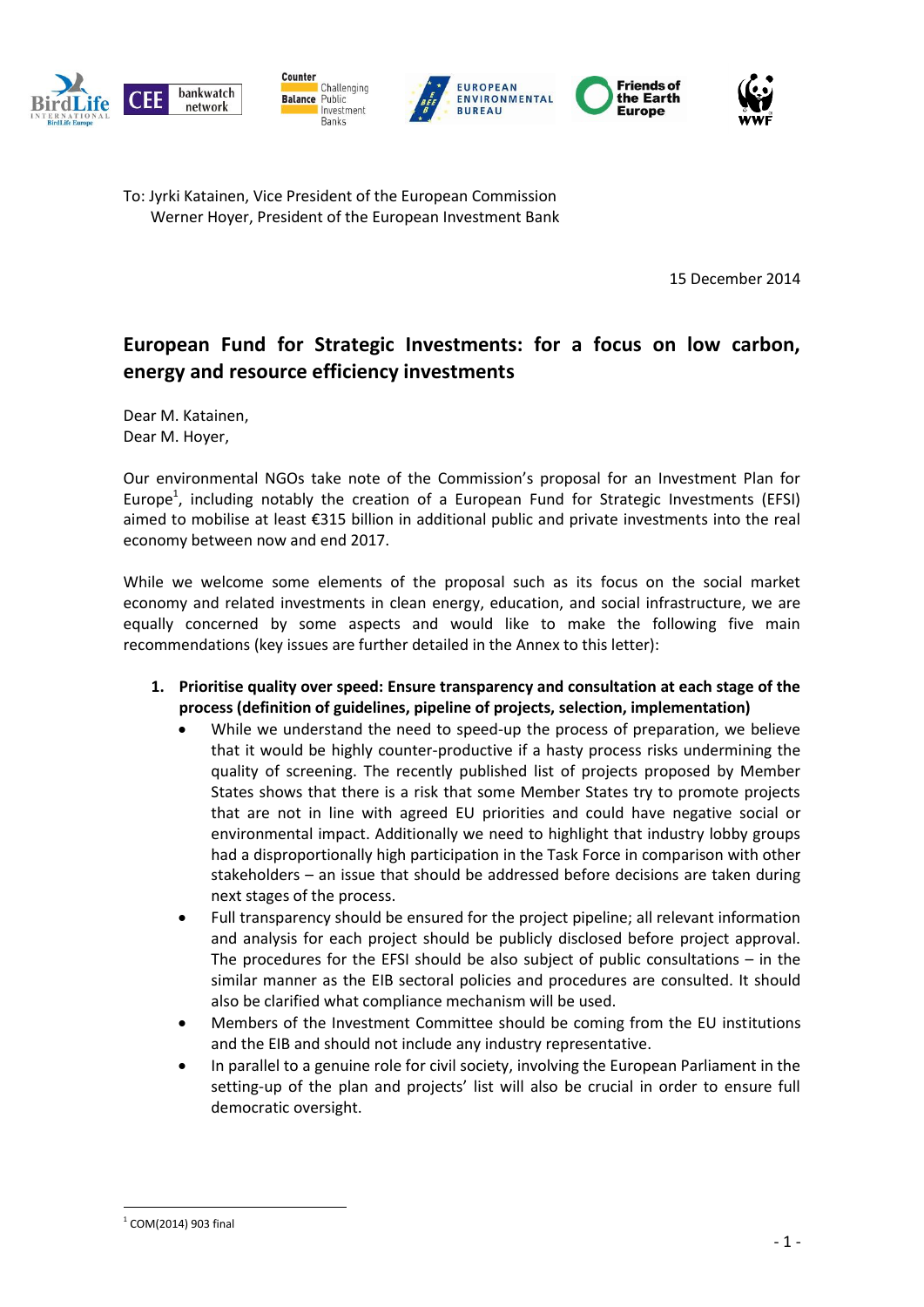To: Jyrki Katainen, Vice President of the European Commission
Werner Hoyer, President of the European Investment Bank

15 December 2014

## European Fund for Strategic Investments: for a focus on low carbon, energy and resource efficiency investments

Dear M. Katainen,
Dear M. Hoyer,

Our environmental NGOs take note of the Commission's proposal for an Investment Plan for Europe[1], including notably the creation of a European Fund for Strategic Investments (EFSI) aimed to mobilise at least €315 billion in additional public and private investments into the real economy between now and end 2017.

While we welcome some elements of the proposal such as its focus on the social market economy and related investments in clean energy, education, and social infrastructure, we are equally concerned by some aspects and would like to make the following five main recommendations (key issues are further detailed in the Annex to this letter):

1. **Prioritise quality over speed: Ensure transparency and consultation at each stage of the process (definition of guidelines, pipeline of projects, selection, implementation)**
   - While we understand the need to speed-up the process of preparation, we believe that it would be highly counter-productive if a hasty process risks undermining the quality of screening. The recently published list of projects proposed by Member States shows that there is a risk that some Member States try to promote projects that are not in line with agreed EU priorities and could have negative social or environmental impact. Additionally we need to highlight that industry lobby groups had a disproportionally high participation in the Task Force in comparison with other stakeholders – an issue that should be addressed before decisions are taken during next stages of the process.
   - Full transparency should be ensured for the project pipeline; all relevant information and analysis for each project should be publicly disclosed before project approval. The procedures for the EFSI should be also subject of public consultations – in the similar manner as the EIB sectoral policies and procedures are consulted. It should also be clarified what compliance mechanism will be used.
   - Members of the Investment Committee should be coming from the EU institutions and the EIB and should not include any industry representative.
   - In parallel to a genuine role for civil society, involving the European Parliament in the setting-up of the plan and projects' list will also be crucial in order to ensure full democratic oversight.

[1] COM(2014) 903 final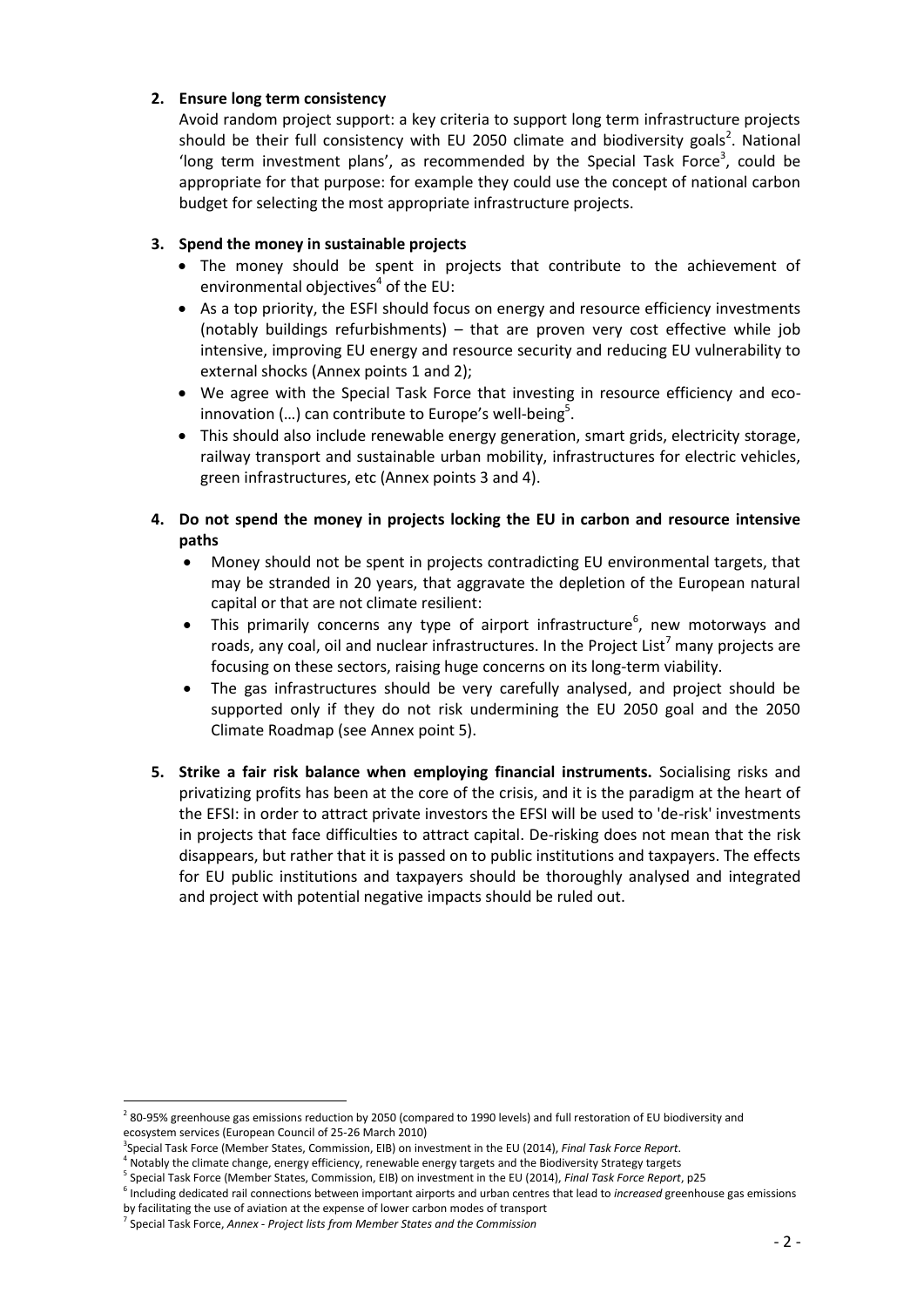**2. Ensure long term consistency**

Avoid random project support: a key criteria to support long term infrastructure projects should be their full consistency with EU 2050 climate and biodiversity goals[2]. National 'long term investment plans', as recommended by the Special Task Force[3], could be appropriate for that purpose: for example they could use the concept of national carbon budget for selecting the most appropriate infrastructure projects.

**3. Spend the money in sustainable projects**

- The money should be spent in projects that contribute to the achievement of environmental objectives[4] of the EU:
- As a top priority, the ESFI should focus on energy and resource efficiency investments (notably buildings refurbishments) – that are proven very cost effective while job intensive, improving EU energy and resource security and reducing EU vulnerability to external shocks (Annex points 1 and 2);
- We agree with the Special Task Force that investing in resource efficiency and eco-innovation (…) can contribute to Europe's well-being[5].
- This should also include renewable energy generation, smart grids, electricity storage, railway transport and sustainable urban mobility, infrastructures for electric vehicles, green infrastructures, etc (Annex points 3 and 4).

**4. Do not spend the money in projects locking the EU in carbon and resource intensive paths**

- Money should not be spent in projects contradicting EU environmental targets, that may be stranded in 20 years, that aggravate the depletion of the European natural capital or that are not climate resilient:
- This primarily concerns any type of airport infrastructure[6], new motorways and roads, any coal, oil and nuclear infrastructures. In the Project List[7] many projects are focusing on these sectors, raising huge concerns on its long-term viability.
- The gas infrastructures should be very carefully analysed, and project should be supported only if they do not risk undermining the EU 2050 goal and the 2050 Climate Roadmap (see Annex point 5).

**5. Strike a fair risk balance when employing financial instruments.** Socialising risks and privatizing profits has been at the core of the crisis, and it is the paradigm at the heart of the EFSI: in order to attract private investors the EFSI will be used to 'de-risk' investments in projects that face difficulties to attract capital. De-risking does not mean that the risk disappears, but rather that it is passed on to public institutions and taxpayers. The effects for EU public institutions and taxpayers should be thoroughly analysed and integrated and project with potential negative impacts should be ruled out.

---

[2] 80-95% greenhouse gas emissions reduction by 2050 (compared to 1990 levels) and full restoration of EU biodiversity and ecosystem services (European Council of 25-26 March 2010)

[3] Special Task Force (Member States, Commission, EIB) on investment in the EU (2014), *Final Task Force Report*.

[4] Notably the climate change, energy efficiency, renewable energy targets and the Biodiversity Strategy targets

[5] Special Task Force (Member States, Commission, EIB) on investment in the EU (2014), *Final Task Force Report*, p25

[6] Including dedicated rail connections between important airports and urban centres that lead to *increased* greenhouse gas emissions by facilitating the use of aviation at the expense of lower carbon modes of transport

[7] Special Task Force, *Annex - Project lists from Member States and the Commission*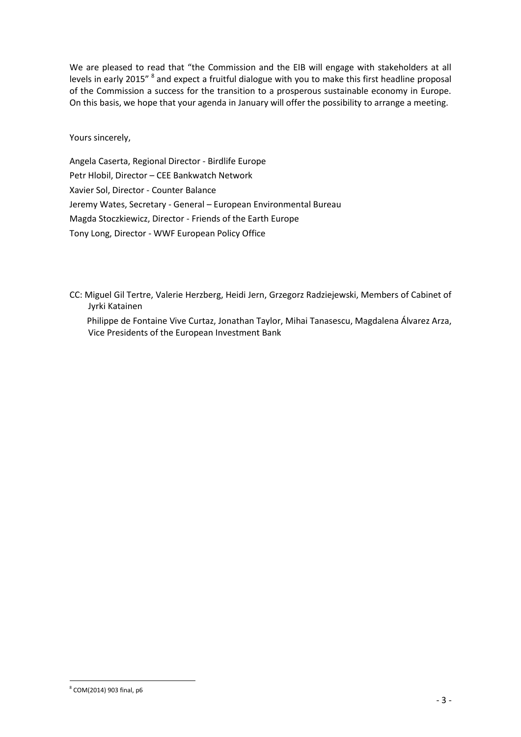We are pleased to read that "the Commission and the EIB will engage with stakeholders at all levels in early 2015" [8] and expect a fruitful dialogue with you to make this first headline proposal of the Commission a success for the transition to a prosperous sustainable economy in Europe. On this basis, we hope that your agenda in January will offer the possibility to arrange a meeting.

Yours sincerely,

Angela Caserta, Regional Director - Birdlife Europe
Petr Hlobil, Director – CEE Bankwatch Network
Xavier Sol, Director - Counter Balance
Jeremy Wates, Secretary - General – European Environmental Bureau
Magda Stoczkiewicz, Director - Friends of the Earth Europe
Tony Long, Director - WWF European Policy Office

CC: Miguel Gil Tertre, Valerie Herzberg, Heidi Jern, Grzegorz Radziejewski, Members of Cabinet of Jyrki Katainen

Philippe de Fontaine Vive Curtaz, Jonathan Taylor, Mihai Tanasescu, Magdalena Álvarez Arza, Vice Presidents of the European Investment Bank

---

[8] COM(2014) 903 final, p6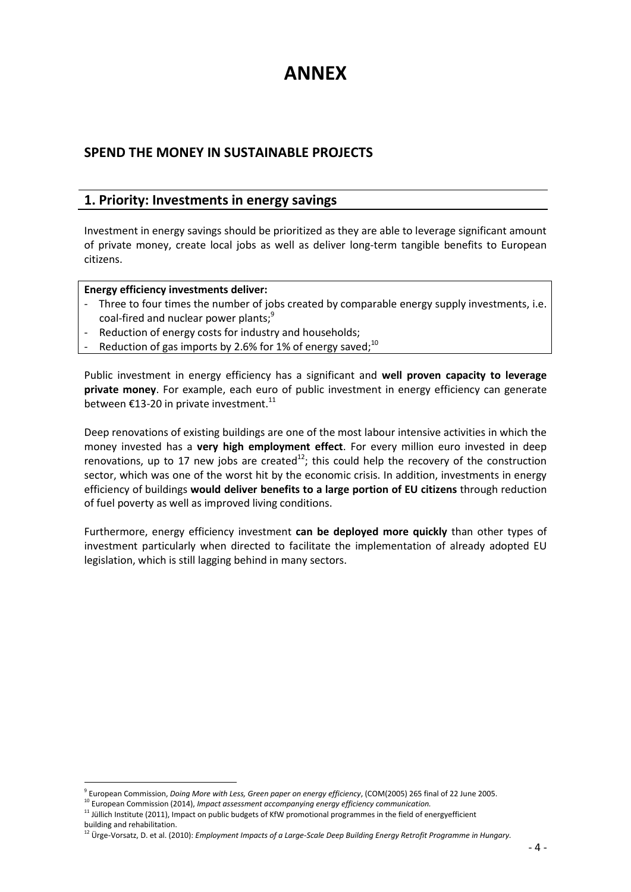# ANNEX

## SPEND THE MONEY IN SUSTAINABLE PROJECTS

### 1. Priority: Investments in energy savings

Investment in energy savings should be prioritized as they are able to leverage significant amount of private money, create local jobs as well as deliver long-term tangible benefits to European citizens.

**Energy efficiency investments deliver:**

- Three to four times the number of jobs created by comparable energy supply investments, i.e. coal-fired and nuclear power plants;[9]
- Reduction of energy costs for industry and households;
- Reduction of gas imports by 2.6% for 1% of energy saved;[10]

Public investment in energy efficiency has a significant and **well proven capacity to leverage private money**. For example, each euro of public investment in energy efficiency can generate between €13-20 in private investment.[11]

Deep renovations of existing buildings are one of the most labour intensive activities in which the money invested has a **very high employment effect**. For every million euro invested in deep renovations, up to 17 new jobs are created[12]; this could help the recovery of the construction sector, which was one of the worst hit by the economic crisis. In addition, investments in energy efficiency of buildings **would deliver benefits to a large portion of EU citizens** through reduction of fuel poverty as well as improved living conditions.

Furthermore, energy efficiency investment **can be deployed more quickly** than other types of investment particularly when directed to facilitate the implementation of already adopted EU legislation, which is still lagging behind in many sectors.

---

[9] European Commission, *Doing More with Less, Green paper on energy efficiency*, (COM(2005) 265 final of 22 June 2005.

[10] European Commission (2014), *Impact assessment accompanying energy efficiency communication.*

[11] Jüllich Institute (2011), Impact on public budgets of KfW promotional programmes in the field of energyefficient building and rehabilitation.

[12] Ürge-Vorsatz, D. et al. (2010): *Employment Impacts of a Large-Scale Deep Building Energy Retrofit Programme in Hungary.*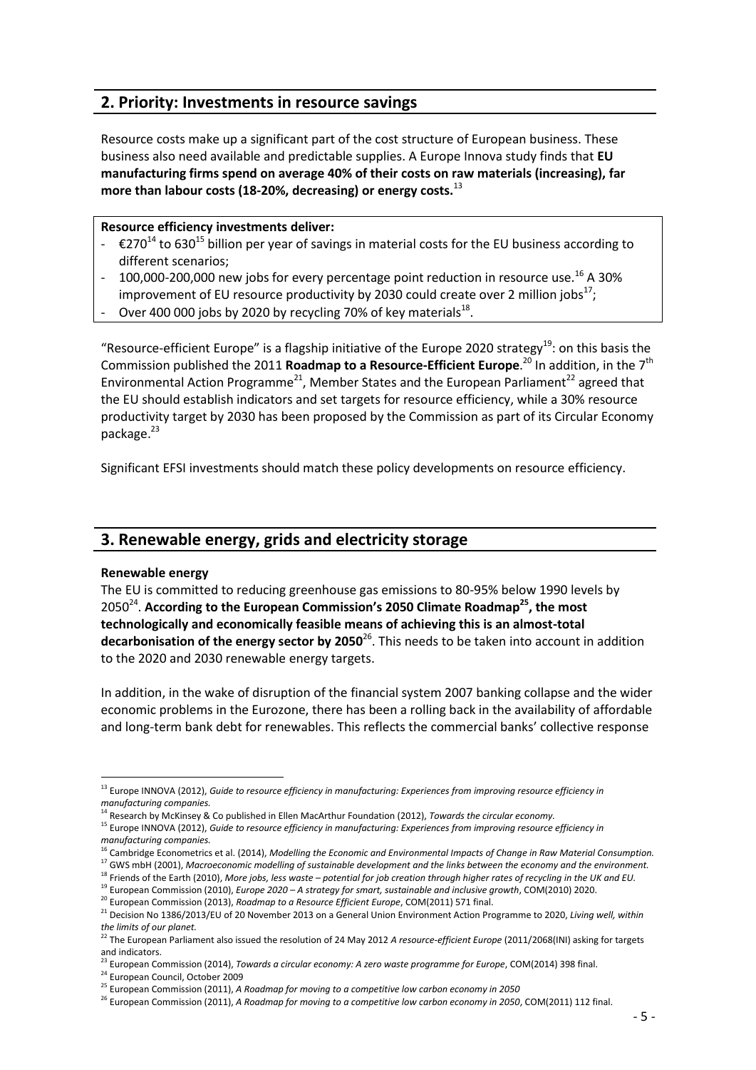## 2. Priority: Investments in resource savings

Resource costs make up a significant part of the cost structure of European business. These business also need available and predictable supplies. A Europe Innova study finds that **EU manufacturing firms spend on average 40% of their costs on raw materials (increasing), far more than labour costs (18-20%, decreasing) or energy costs.**[13]

**Resource efficiency investments deliver:**

- €270[14] to 630[15] billion per year of savings in material costs for the EU business according to different scenarios;
- 100,000-200,000 new jobs for every percentage point reduction in resource use.[16] A 30% improvement of EU resource productivity by 2030 could create over 2 million jobs[17];
- Over 400 000 jobs by 2020 by recycling 70% of key materials[18].

"Resource-efficient Europe" is a flagship initiative of the Europe 2020 strategy[19]: on this basis the Commission published the 2011 **Roadmap to a Resource-Efficient Europe**.[20] In addition, in the 7th Environmental Action Programme[21], Member States and the European Parliament[22] agreed that the EU should establish indicators and set targets for resource efficiency, while a 30% resource productivity target by 2030 has been proposed by the Commission as part of its Circular Economy package.[23]

Significant EFSI investments should match these policy developments on resource efficiency.

## 3. Renewable energy, grids and electricity storage

**Renewable energy**

The EU is committed to reducing greenhouse gas emissions to 80-95% below 1990 levels by 2050[24]. **According to the European Commission's 2050 Climate Roadmap[25], the most technologically and economically feasible means of achieving this is an almost-total decarbonisation of the energy sector by 2050**[26]. This needs to be taken into account in addition to the 2020 and 2030 renewable energy targets.

In addition, in the wake of disruption of the financial system 2007 banking collapse and the wider economic problems in the Eurozone, there has been a rolling back in the availability of affordable and long-term bank debt for renewables. This reflects the commercial banks' collective response

---

[13] Europe INNOVA (2012), *Guide to resource efficiency in manufacturing: Experiences from improving resource efficiency in manufacturing companies.*

[14] Research by McKinsey & Co published in Ellen MacArthur Foundation (2012), *Towards the circular economy.*

[15] Europe INNOVA (2012), *Guide to resource efficiency in manufacturing: Experiences from improving resource efficiency in manufacturing companies.*

[16] Cambridge Econometrics et al. (2014), *Modelling the Economic and Environmental Impacts of Change in Raw Material Consumption.*

[17] GWS mbH (2001), *Macroeconomic modelling of sustainable development and the links between the economy and the environment.*

[18] Friends of the Earth (2010), *More jobs, less waste – potential for job creation through higher rates of recycling in the UK and EU.*

[19] European Commission (2010), *Europe 2020 – A strategy for smart, sustainable and inclusive growth*, COM(2010) 2020.

[20] European Commission (2013), *Roadmap to a Resource Efficient Europe*, COM(2011) 571 final.

[21] Decision No 1386/2013/EU of 20 November 2013 on a General Union Environment Action Programme to 2020, *Living well, within the limits of our planet.*

[22] The European Parliament also issued the resolution of 24 May 2012 *A resource-efficient Europe* (2011/2068(INI) asking for targets and indicators.

[23] European Commission (2014), *Towards a circular economy: A zero waste programme for Europe*, COM(2014) 398 final.

[24] European Council, October 2009

[25] European Commission (2011), *A Roadmap for moving to a competitive low carbon economy in 2050*

[26] European Commission (2011), *A Roadmap for moving to a competitive low carbon economy in 2050*, COM(2011) 112 final.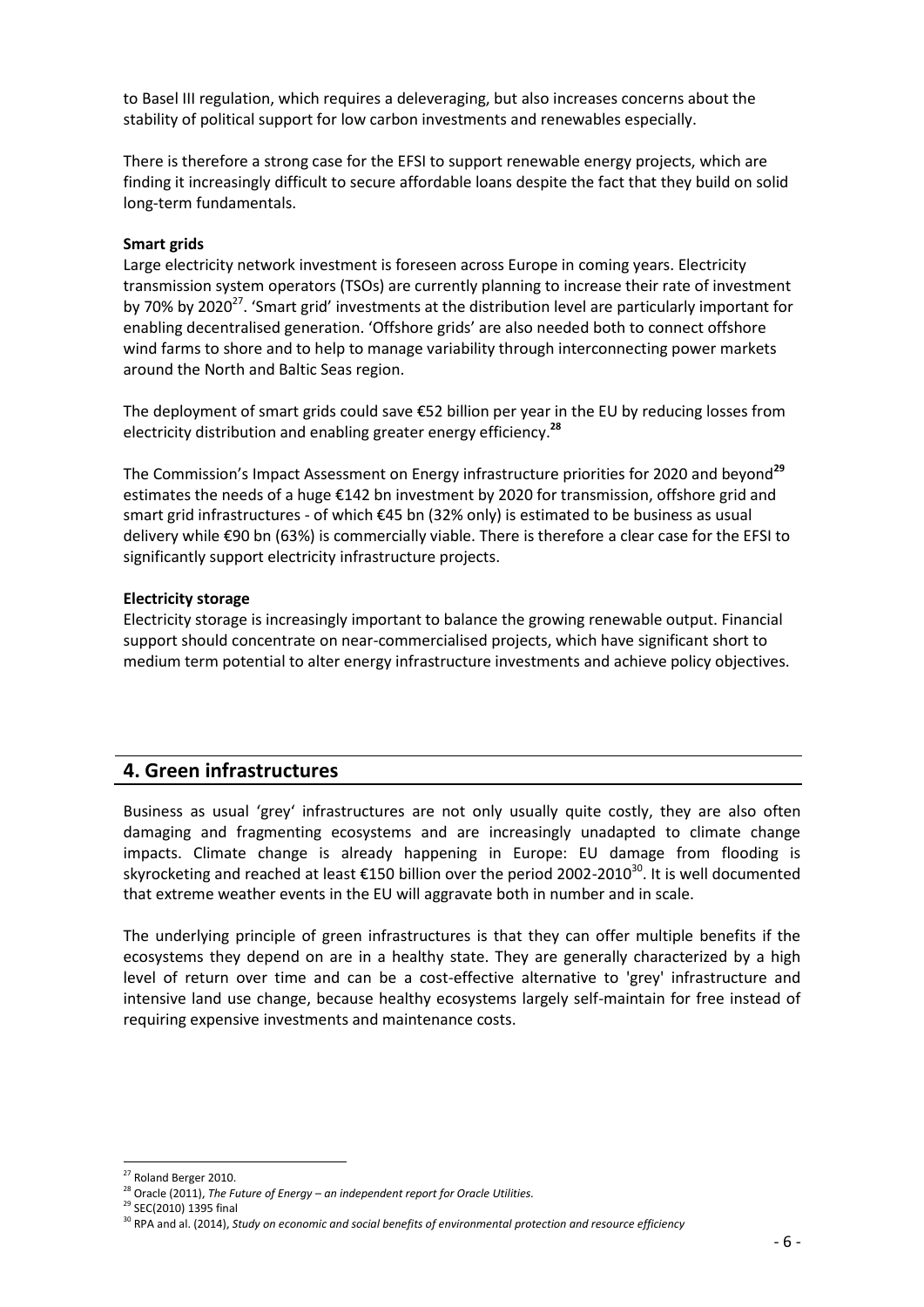to Basel III regulation, which requires a deleveraging, but also increases concerns about the stability of political support for low carbon investments and renewables especially.

There is therefore a strong case for the EFSI to support renewable energy projects, which are finding it increasingly difficult to secure affordable loans despite the fact that they build on solid long-term fundamentals.

**Smart grids**

Large electricity network investment is foreseen across Europe in coming years. Electricity transmission system operators (TSOs) are currently planning to increase their rate of investment by 70% by 2020[27]. 'Smart grid' investments at the distribution level are particularly important for enabling decentralised generation. 'Offshore grids' are also needed both to connect offshore wind farms to shore and to help to manage variability through interconnecting power markets around the North and Baltic Seas region.

The deployment of smart grids could save €52 billion per year in the EU by reducing losses from electricity distribution and enabling greater energy efficiency.[28]

The Commission's Impact Assessment on Energy infrastructure priorities for 2020 and beyond[29] estimates the needs of a huge €142 bn investment by 2020 for transmission, offshore grid and smart grid infrastructures - of which €45 bn (32% only) is estimated to be business as usual delivery while €90 bn (63%) is commercially viable. There is therefore a clear case for the EFSI to significantly support electricity infrastructure projects.

**Electricity storage**

Electricity storage is increasingly important to balance the growing renewable output. Financial support should concentrate on near-commercialised projects, which have significant short to medium term potential to alter energy infrastructure investments and achieve policy objectives.

## 4. Green infrastructures

Business as usual 'grey' infrastructures are not only usually quite costly, they are also often damaging and fragmenting ecosystems and are increasingly unadapted to climate change impacts. Climate change is already happening in Europe: EU damage from flooding is skyrocketing and reached at least €150 billion over the period 2002-2010[30]. It is well documented that extreme weather events in the EU will aggravate both in number and in scale.

The underlying principle of green infrastructures is that they can offer multiple benefits if the ecosystems they depend on are in a healthy state. They are generally characterized by a high level of return over time and can be a cost-effective alternative to 'grey' infrastructure and intensive land use change, because healthy ecosystems largely self-maintain for free instead of requiring expensive investments and maintenance costs.

---

[27] Roland Berger 2010.

[28] Oracle (2011), *The Future of Energy – an independent report for Oracle Utilities.*

[29] SEC(2010) 1395 final

[30] RPA and al. (2014), *Study on economic and social benefits of environmental protection and resource efficiency*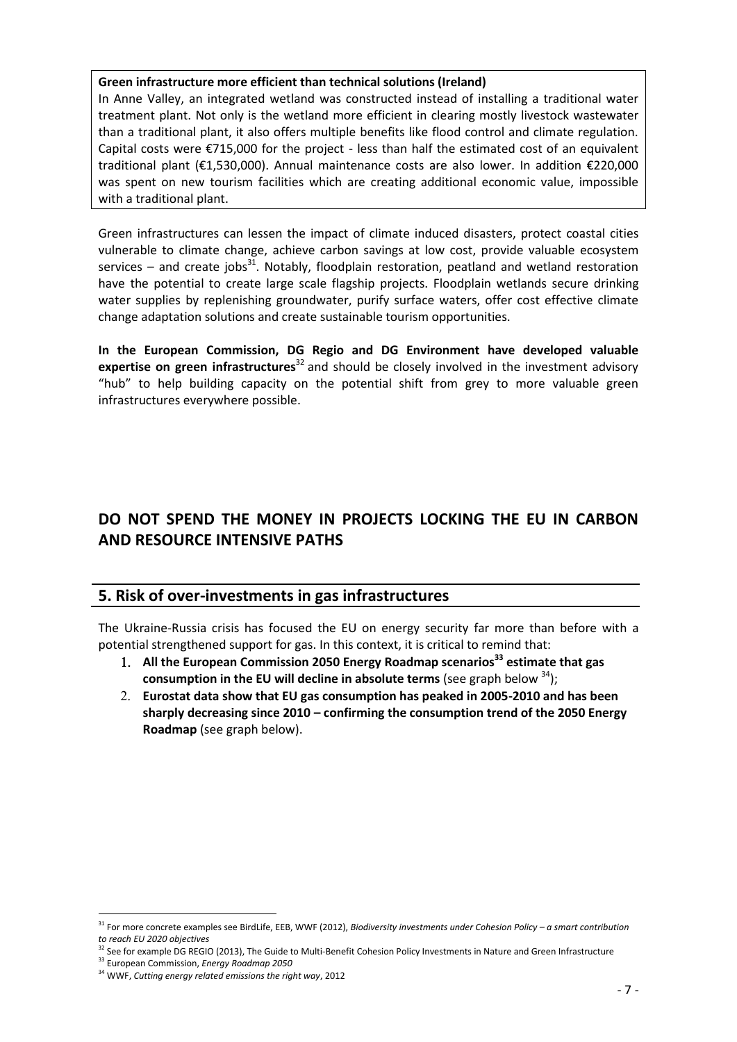**Green infrastructure more efficient than technical solutions (Ireland)**

In Anne Valley, an integrated wetland was constructed instead of installing a traditional water treatment plant. Not only is the wetland more efficient in clearing mostly livestock wastewater than a traditional plant, it also offers multiple benefits like flood control and climate regulation. Capital costs were €715,000 for the project - less than half the estimated cost of an equivalent traditional plant (€1,530,000). Annual maintenance costs are also lower. In addition €220,000 was spent on new tourism facilities which are creating additional economic value, impossible with a traditional plant.

Green infrastructures can lessen the impact of climate induced disasters, protect coastal cities vulnerable to climate change, achieve carbon savings at low cost, provide valuable ecosystem services – and create jobs[31]. Notably, floodplain restoration, peatland and wetland restoration have the potential to create large scale flagship projects. Floodplain wetlands secure drinking water supplies by replenishing groundwater, purify surface waters, offer cost effective climate change adaptation solutions and create sustainable tourism opportunities.

**In the European Commission, DG Regio and DG Environment have developed valuable expertise on green infrastructures**[32] and should be closely involved in the investment advisory "hub" to help building capacity on the potential shift from grey to more valuable green infrastructures everywhere possible.

# DO NOT SPEND THE MONEY IN PROJECTS LOCKING THE EU IN CARBON AND RESOURCE INTENSIVE PATHS

## 5. Risk of over-investments in gas infrastructures

The Ukraine-Russia crisis has focused the EU on energy security far more than before with a potential strengthened support for gas. In this context, it is critical to remind that:

1. **All the European Commission 2050 Energy Roadmap scenarios[33] estimate that gas consumption in the EU will decline in absolute terms** (see graph below [34]);
2. **Eurostat data show that EU gas consumption has peaked in 2005-2010 and has been sharply decreasing since 2010 – confirming the consumption trend of the 2050 Energy Roadmap** (see graph below).

---

[31] For more concrete examples see BirdLife, EEB, WWF (2012), *Biodiversity investments under Cohesion Policy – a smart contribution to reach EU 2020 objectives*

[32] See for example DG REGIO (2013), The Guide to Multi-Benefit Cohesion Policy Investments in Nature and Green Infrastructure

[33] European Commission, *Energy Roadmap 2050*

[34] WWF, *Cutting energy related emissions the right way*, 2012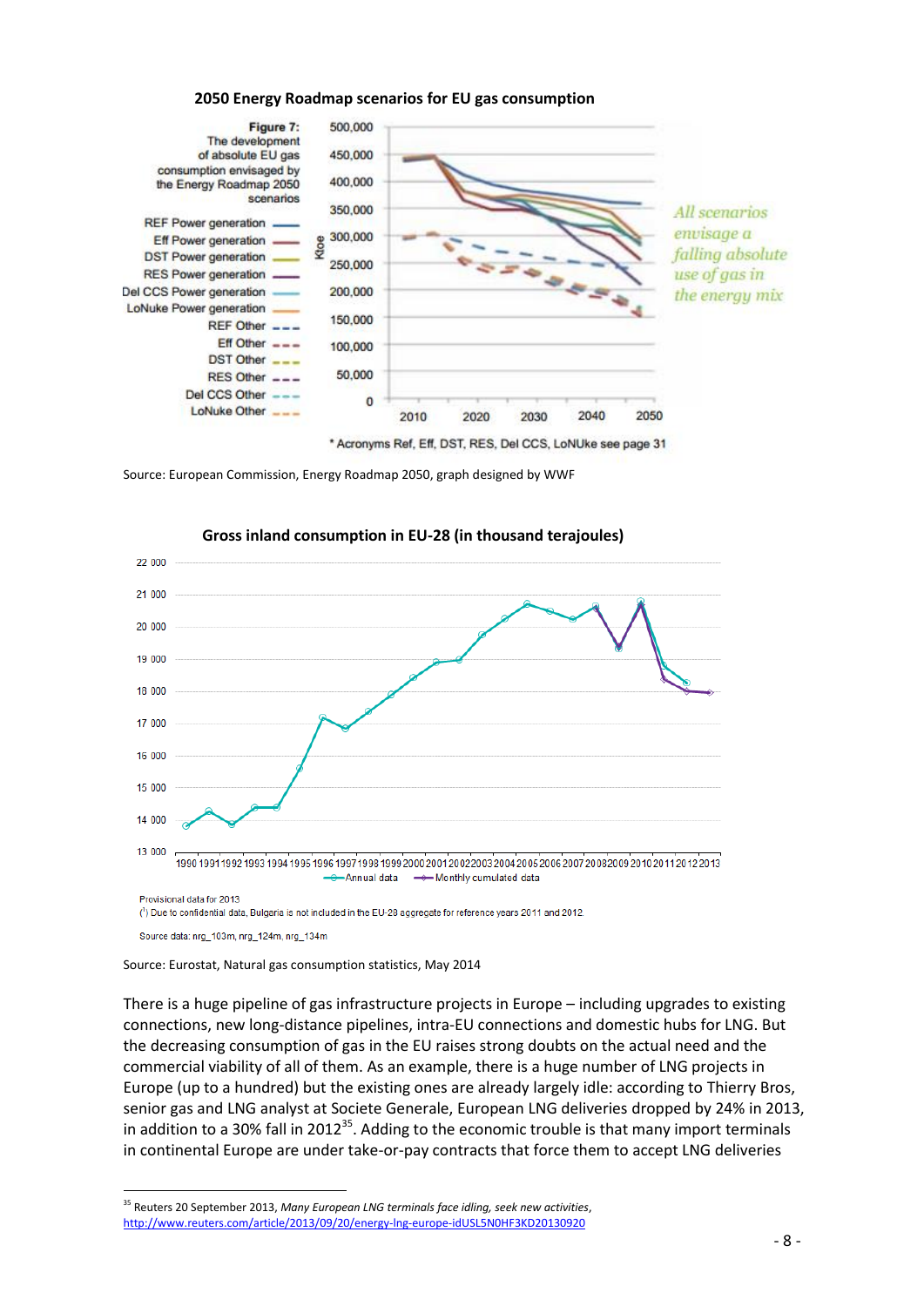**2050 Energy Roadmap scenarios for EU gas consumption**

Source: European Commission, Energy Roadmap 2050, graph designed by WWF

**Gross inland consumption in EU-28 (in thousand terajoules)**

Source: Eurostat, Natural gas consumption statistics, May 2014

There is a huge pipeline of gas infrastructure projects in Europe – including upgrades to existing connections, new long-distance pipelines, intra-EU connections and domestic hubs for LNG. But the decreasing consumption of gas in the EU raises strong doubts on the actual need and the commercial viability of all of them. As an example, there is a huge number of LNG projects in Europe (up to a hundred) but the existing ones are already largely idle: according to Thierry Bros, senior gas and LNG analyst at Societe Generale, European LNG deliveries dropped by 24% in 2013, in addition to a 30% fall in 2012[35]. Adding to the economic trouble is that many import terminals in continental Europe are under take-or-pay contracts that force them to accept LNG deliveries

---

[35] Reuters 20 September 2013, *Many European LNG terminals face idling, seek new activities*, http://www.reuters.com/article/2013/09/20/energy-lng-europe-idUSL5N0HF3KD20130920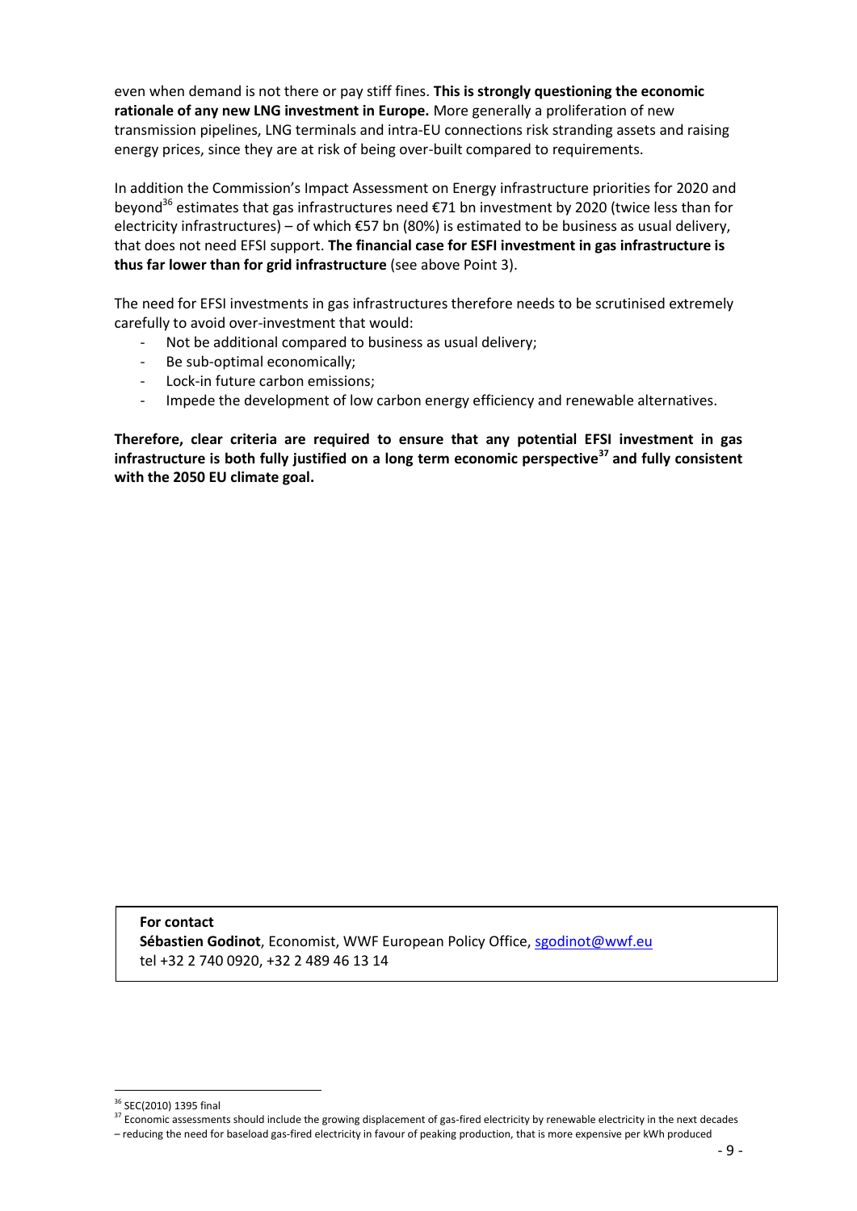even when demand is not there or pay stiff fines. **This is strongly questioning the economic rationale of any new LNG investment in Europe.** More generally a proliferation of new transmission pipelines, LNG terminals and intra-EU connections risk stranding assets and raising energy prices, since they are at risk of being over-built compared to requirements.

In addition the Commission's Impact Assessment on Energy infrastructure priorities for 2020 and beyond[36] estimates that gas infrastructures need €71 bn investment by 2020 (twice less than for electricity infrastructures) – of which €57 bn (80%) is estimated to be business as usual delivery, that does not need EFSI support. **The financial case for ESFI investment in gas infrastructure is thus far lower than for grid infrastructure** (see above Point 3).

The need for EFSI investments in gas infrastructures therefore needs to be scrutinised extremely carefully to avoid over-investment that would:

- Not be additional compared to business as usual delivery;
- Be sub-optimal economically;
- Lock-in future carbon emissions;
- Impede the development of low carbon energy efficiency and renewable alternatives.

**Therefore, clear criteria are required to ensure that any potential EFSI investment in gas infrastructure is both fully justified on a long term economic perspective[37] and fully consistent with the 2050 EU climate goal.**

**For contact**
**Sébastien Godinot**, Economist, WWF European Policy Office, sgodinot@wwf.eu
tel +32 2 740 0920, +32 2 489 46 13 14

[36] SEC(2010) 1395 final

[37] Economic assessments should include the growing displacement of gas-fired electricity by renewable electricity in the next decades – reducing the need for baseload gas-fired electricity in favour of peaking production, that is more expensive per kWh produced